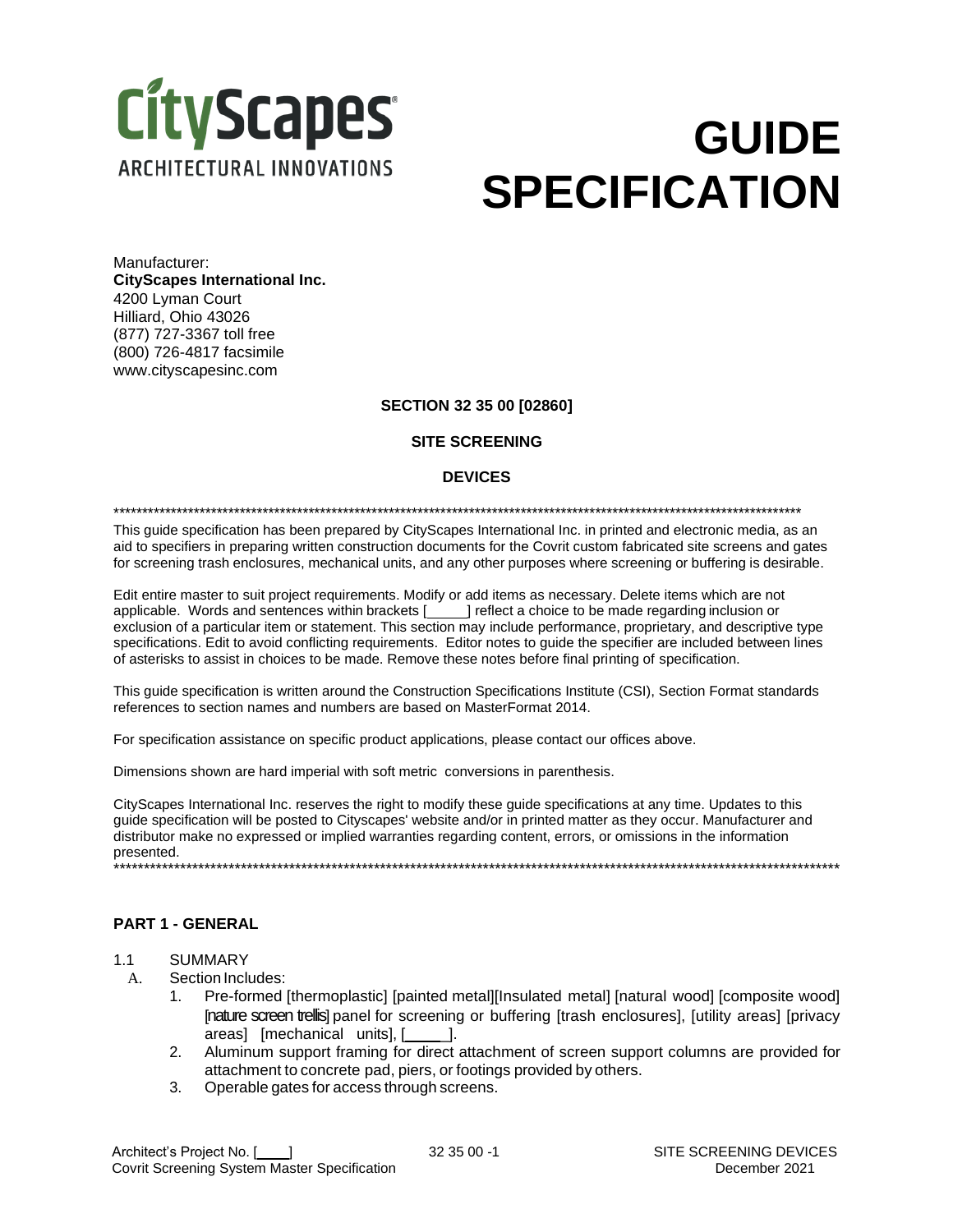CityScapes® ARCHITECTURAL INNOVATIONS

# GUIDE SPECIFICATION

Manufacturer:
**CityScapes International Inc.**
4200 Lyman Court
Hilliard, Ohio 43026
(877) 727-3367 toll free
(800) 726-4817 facsimile
www.cityscapesinc.com

**SECTION 32 35 00 [02860]**

**SITE SCREENING**

**DEVICES**

*****************************************************************************************************************************

This guide specification has been prepared by CityScapes International Inc. in printed and electronic media, as an aid to specifiers in preparing written construction documents for the Covrit custom fabricated site screens and gates for screening trash enclosures, mechanical units, and any other purposes where screening or buffering is desirable.

Edit entire master to suit project requirements. Modify or add items as necessary. Delete items which are not applicable. Words and sentences within brackets [_____] reflect a choice to be made regarding inclusion or exclusion of a particular item or statement. This section may include performance, proprietary, and descriptive type specifications. Edit to avoid conflicting requirements. Editor notes to guide the specifier are included between lines of asterisks to assist in choices to be made. Remove these notes before final printing of specification.

This guide specification is written around the Construction Specifications Institute (CSI), Section Format standards references to section names and numbers are based on MasterFormat 2014.

For specification assistance on specific product applications, please contact our offices above.

Dimensions shown are hard imperial with soft metric conversions in parenthesis.

CityScapes International Inc. reserves the right to modify these guide specifications at any time. Updates to this guide specification will be posted to Cityscapes' website and/or in printed matter as they occur. Manufacturer and distributor make no expressed or implied warranties regarding content, errors, or omissions in the information presented.

*****************************************************************************************************************************

## PART 1 - GENERAL

1.1 SUMMARY

A. Section Includes:

1. Pre-formed [thermoplastic] [painted metal][Insulated metal] [natural wood] [composite wood] [nature screen trellis] panel for screening or buffering [trash enclosures], [utility areas] [privacy areas] [mechanical units], [_____].
2. Aluminum support framing for direct attachment of screen support columns are provided for attachment to concrete pad, piers, or footings provided by others.
3. Operable gates for access through screens.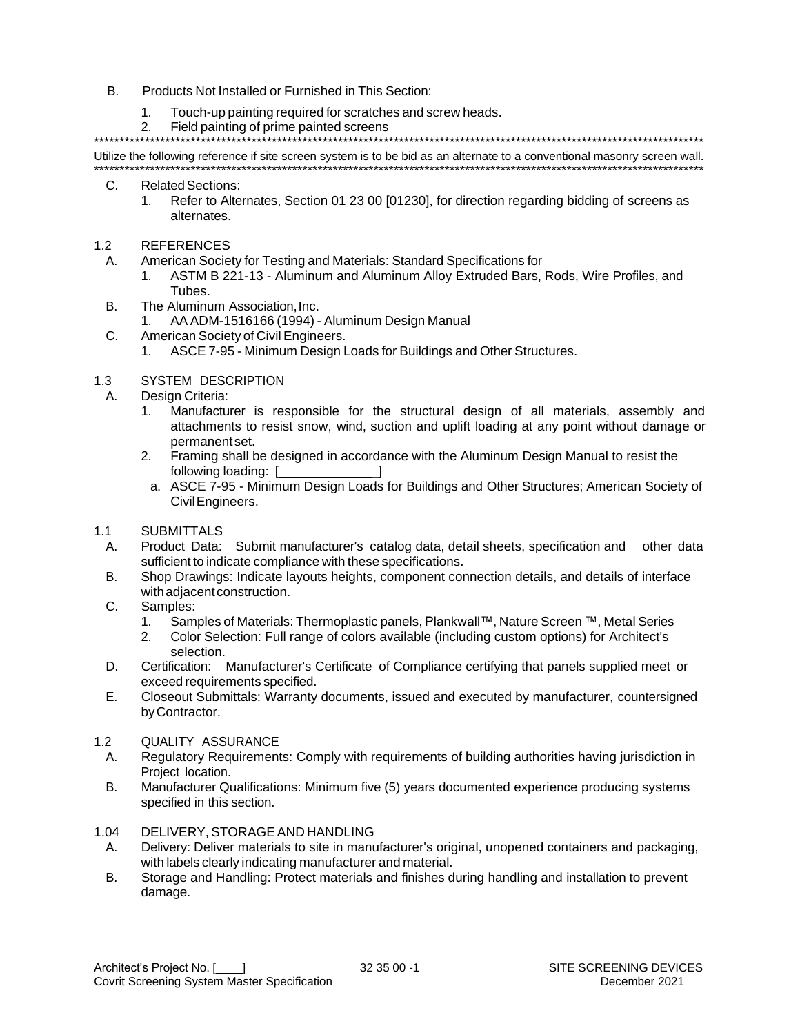B. Products Not Installed or Furnished in This Section:

1. Touch-up painting required for scratches and screw heads.
2. Field painting of prime painted screens

**************************************************************************************************************************

Utilize the following reference if site screen system is to be bid as an alternate to a conventional masonry screen wall.

**************************************************************************************************************************

C. Related Sections:
   1. Refer to Alternates, Section 01 23 00 [01230], for direction regarding bidding of screens as alternates.

1.2 REFERENCES

A. American Society for Testing and Materials: Standard Specifications for
   1. ASTM B 221-13 - Aluminum and Aluminum Alloy Extruded Bars, Rods, Wire Profiles, and Tubes.

B. The Aluminum Association, Inc.
   1. AA ADM-1516166 (1994) - Aluminum Design Manual

C. American Society of Civil Engineers.
   1. ASCE 7-95 - Minimum Design Loads for Buildings and Other Structures.

1.3 SYSTEM DESCRIPTION

A. Design Criteria:
   1. Manufacturer is responsible for the structural design of all materials, assembly and attachments to resist snow, wind, suction and uplift loading at any point without damage or permanent set.
   2. Framing shall be designed in accordance with the Aluminum Design Manual to resist the following loading: [_____________]
      a. ASCE 7-95 - Minimum Design Loads for Buildings and Other Structures; American Society of Civil Engineers.

1.1 SUBMITTALS

A. Product Data: Submit manufacturer's catalog data, detail sheets, specification and other data sufficient to indicate compliance with these specifications.

B. Shop Drawings: Indicate layouts heights, component connection details, and details of interface with adjacent construction.

C. Samples:
   1. Samples of Materials: Thermoplastic panels, Plankwall™, Nature Screen ™, Metal Series
   2. Color Selection: Full range of colors available (including custom options) for Architect's selection.

D. Certification: Manufacturer's Certificate of Compliance certifying that panels supplied meet or exceed requirements specified.

E. Closeout Submittals: Warranty documents, issued and executed by manufacturer, countersigned by Contractor.

1.2 QUALITY ASSURANCE

A. Regulatory Requirements: Comply with requirements of building authorities having jurisdiction in Project location.

B. Manufacturer Qualifications: Minimum five (5) years documented experience producing systems specified in this section.

1.04 DELIVERY, STORAGE AND HANDLING

A. Delivery: Deliver materials to site in manufacturer's original, unopened containers and packaging, with labels clearly indicating manufacturer and material.

B. Storage and Handling: Protect materials and finishes during handling and installation to prevent damage.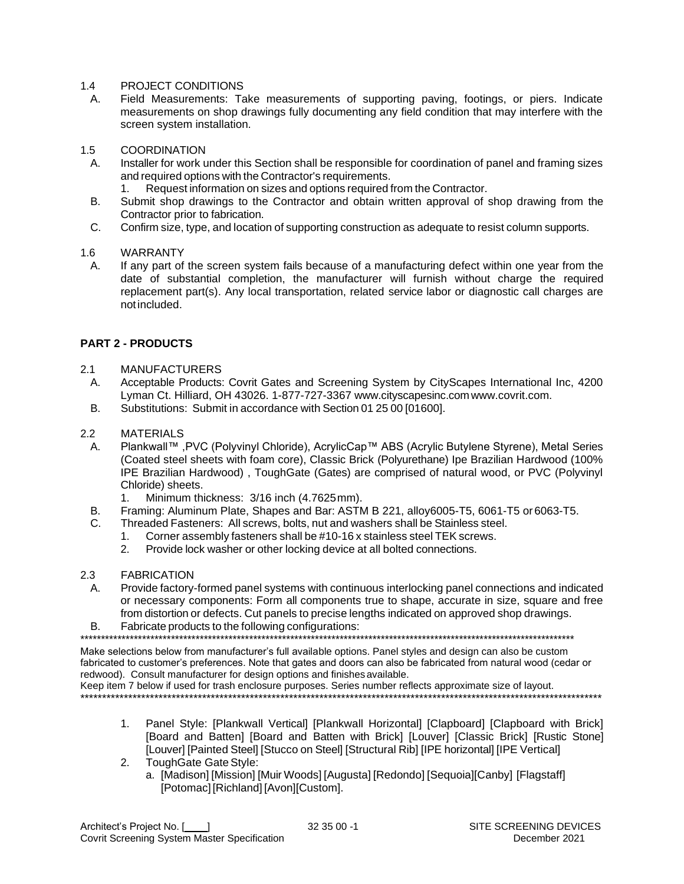1.4 PROJECT CONDITIONS

A. Field Measurements: Take measurements of supporting paving, footings, or piers. Indicate measurements on shop drawings fully documenting any field condition that may interfere with the screen system installation.

1.5 COORDINATION

A. Installer for work under this Section shall be responsible for coordination of panel and framing sizes and required options with the Contractor's requirements.
   1. Request information on sizes and options required from the Contractor.

B. Submit shop drawings to the Contractor and obtain written approval of shop drawing from the Contractor prior to fabrication.

C. Confirm size, type, and location of supporting construction as adequate to resist column supports.

1.6 WARRANTY

A. If any part of the screen system fails because of a manufacturing defect within one year from the date of substantial completion, the manufacturer will furnish without charge the required replacement part(s). Any local transportation, related service labor or diagnostic call charges are not included.

## PART 2 - PRODUCTS

2.1 MANUFACTURERS

A. Acceptable Products: Covrit Gates and Screening System by CityScapes International Inc, 4200 Lyman Ct. Hilliard, OH 43026. 1-877-727-3367 www.cityscapesinc.com www.covrit.com.

B. Substitutions: Submit in accordance with Section 01 25 00 [01600].

2.2 MATERIALS

A. Plankwall™ ,PVC (Polyvinyl Chloride), AcrylicCap™ ABS (Acrylic Butylene Styrene), Metal Series (Coated steel sheets with foam core), Classic Brick (Polyurethane) Ipe Brazilian Hardwood (100% IPE Brazilian Hardwood) , ToughGate (Gates) are comprised of natural wood, or PVC (Polyvinyl Chloride) sheets.
   1. Minimum thickness: 3/16 inch (4.7625 mm).

B. Framing: Aluminum Plate, Shapes and Bar: ASTM B 221, alloy6005-T5, 6061-T5 or 6063-T5.

C. Threaded Fasteners: All screws, bolts, nut and washers shall be Stainless steel.
   1. Corner assembly fasteners shall be #10-16 x stainless steel TEK screws.
   2. Provide lock washer or other locking device at all bolted connections.

2.3 FABRICATION

A. Provide factory-formed panel systems with continuous interlocking panel connections and indicated or necessary components: Form all components true to shape, accurate in size, square and free from distortion or defects. Cut panels to precise lengths indicated on approved shop drawings.

B. Fabricate products to the following configurations:

***********************************************************************************************************************

Make selections below from manufacturer's full available options. Panel styles and design can also be custom fabricated to customer's preferences. Note that gates and doors can also be fabricated from natural wood (cedar or redwood). Consult manufacturer for design options and finishes available.
Keep item 7 below if used for trash enclosure purposes. Series number reflects approximate size of layout.

***********************************************************************************************************************

   1. Panel Style: [Plankwall Vertical] [Plankwall Horizontal] [Clapboard] [Clapboard with Brick] [Board and Batten] [Board and Batten with Brick] [Louver] [Classic Brick] [Rustic Stone] [Louver] [Painted Steel] [Stucco on Steel] [Structural Rib] [IPE horizontal] [IPE Vertical]
   2. ToughGate Gate Style:
      a. [Madison] [Mission] [Muir Woods] [Augusta] [Redondo] [Sequoia][Canby] [Flagstaff] [Potomac] [Richland] [Avon][Custom].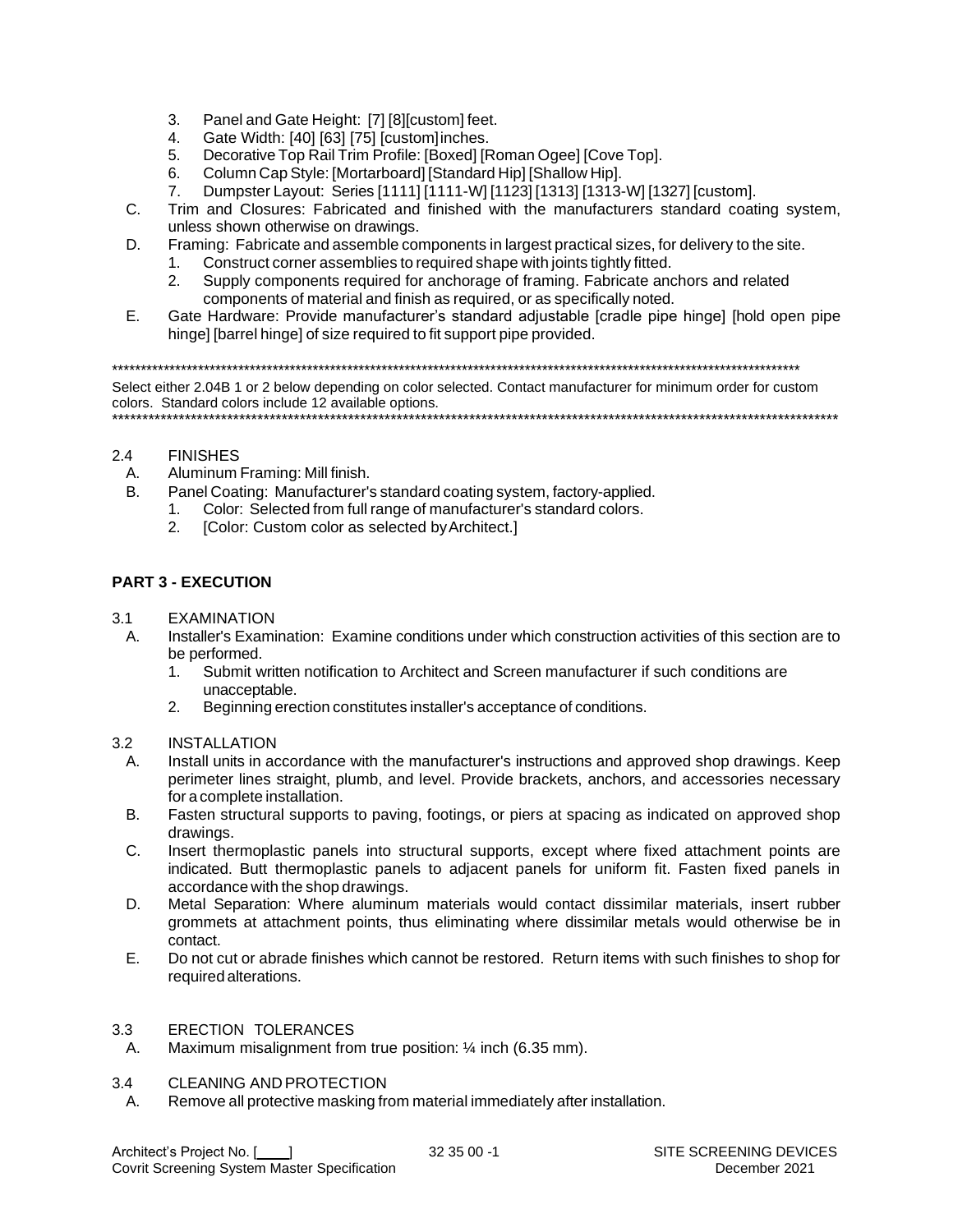3. Panel and Gate Height: [7] [8][custom] feet.
4. Gate Width: [40] [63] [75] [custom] inches.
5. Decorative Top Rail Trim Profile: [Boxed] [Roman Ogee] [Cove Top].
6. Column Cap Style: [Mortarboard] [Standard Hip] [Shallow Hip].
7. Dumpster Layout: Series [1111] [1111-W] [1123] [1313] [1313-W] [1327] [custom].

C. Trim and Closures: Fabricated and finished with the manufacturers standard coating system, unless shown otherwise on drawings.

D. Framing: Fabricate and assemble components in largest practical sizes, for delivery to the site.
1. Construct corner assemblies to required shape with joints tightly fitted.
2. Supply components required for anchorage of framing. Fabricate anchors and related components of material and finish as required, or as specifically noted.

E. Gate Hardware: Provide manufacturer's standard adjustable [cradle pipe hinge] [hold open pipe hinge] [barrel hinge] of size required to fit support pipe provided.

**************************************************************************************************************************

Select either 2.04B 1 or 2 below depending on color selected. Contact manufacturer for minimum order for custom colors. Standard colors include 12 available options.

**************************************************************************************************************************

2.4 FINISHES

A. Aluminum Framing: Mill finish.

B. Panel Coating: Manufacturer's standard coating system, factory-applied.
1. Color: Selected from full range of manufacturer's standard colors.
2. [Color: Custom color as selected by Architect.]

## PART 3 - EXECUTION

3.1 EXAMINATION

A. Installer's Examination: Examine conditions under which construction activities of this section are to be performed.
1. Submit written notification to Architect and Screen manufacturer if such conditions are unacceptable.
2. Beginning erection constitutes installer's acceptance of conditions.

3.2 INSTALLATION

A. Install units in accordance with the manufacturer's instructions and approved shop drawings. Keep perimeter lines straight, plumb, and level. Provide brackets, anchors, and accessories necessary for a complete installation.

B. Fasten structural supports to paving, footings, or piers at spacing as indicated on approved shop drawings.

C. Insert thermoplastic panels into structural supports, except where fixed attachment points are indicated. Butt thermoplastic panels to adjacent panels for uniform fit. Fasten fixed panels in accordance with the shop drawings.

D. Metal Separation: Where aluminum materials would contact dissimilar materials, insert rubber grommets at attachment points, thus eliminating where dissimilar metals would otherwise be in contact.

E. Do not cut or abrade finishes which cannot be restored. Return items with such finishes to shop for required alterations.

3.3 ERECTION TOLERANCES

A. Maximum misalignment from true position: ¼ inch (6.35 mm).

3.4 CLEANING AND PROTECTION

A. Remove all protective masking from material immediately after installation.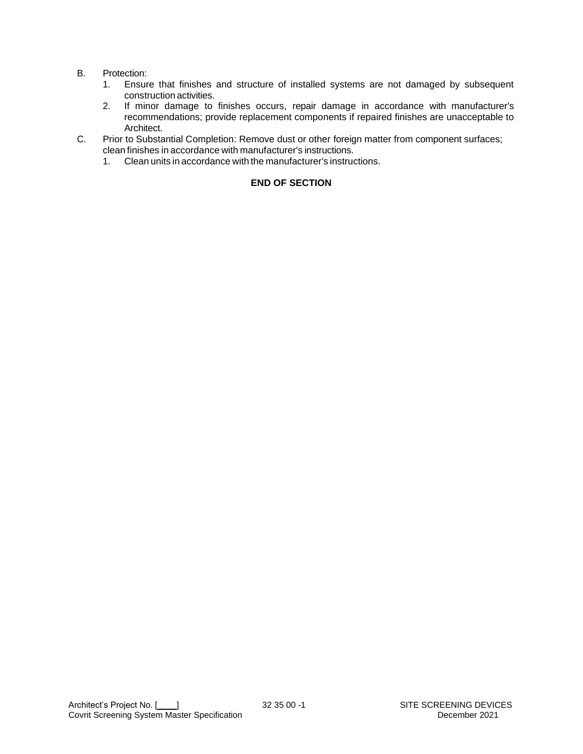B. Protection:
   1. Ensure that finishes and structure of installed systems are not damaged by subsequent construction activities.
   2. If minor damage to finishes occurs, repair damage in accordance with manufacturer's recommendations; provide replacement components if repaired finishes are unacceptable to Architect.

C. Prior to Substantial Completion: Remove dust or other foreign matter from component surfaces; clean finishes in accordance with manufacturer's instructions.
   1. Clean units in accordance with the manufacturer's instructions.

**END OF SECTION**